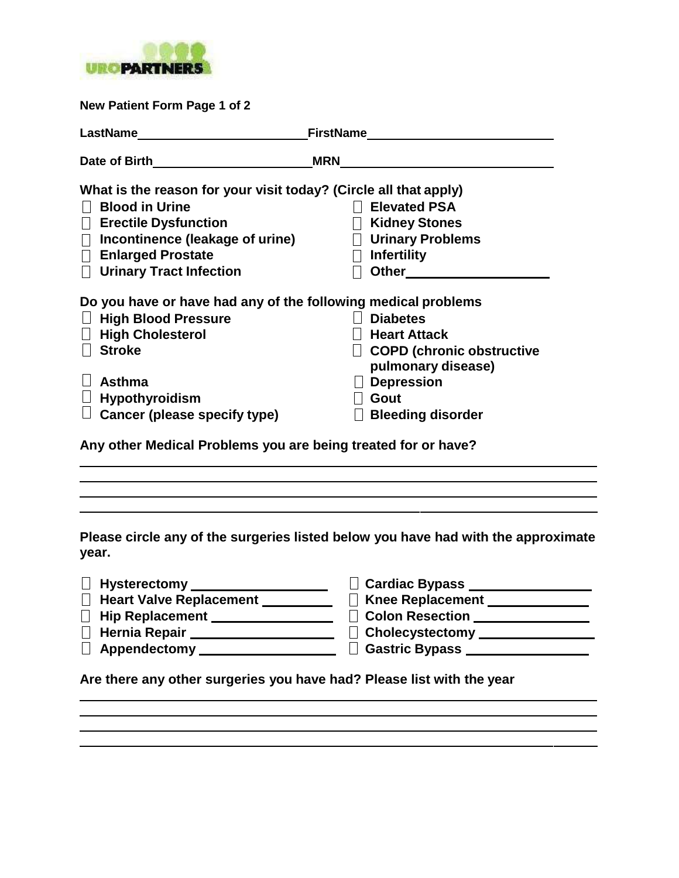**New Patient Form Page 1 of 2**

**LastName**\_\_\_\_\_\_\_\_\_\_\_\_\_\_\_\_\_\_\_\_\_\_\_\_ **FirstName**\_\_\_\_\_\_\_\_\_\_\_\_\_\_\_\_\_\_\_\_\_\_\_\_\_\_\_

**Date of Birth**\_\_\_\_\_\_\_\_\_\_\_\_\_\_\_\_\_\_\_\_\_\_\_ **MRN**\_\_\_\_\_\_\_\_\_\_\_\_\_\_\_\_\_\_\_\_\_\_\_\_\_\_\_\_\_\_

**What is the reason for your visit today? (Circle all that apply)**

- ☐ **Blood in Urine**
- ☐ **Erectile Dysfunction**
- ☐ **Incontinence (leakage of urine)**
- ☐ **Enlarged Prostate**
- ☐ **Urinary Tract Infection**
- ☐ **Elevated PSA**
- ☐ **Kidney Stones**
- ☐ **Urinary Problems**
- ☐ **Infertility**
- ☐ **Other**\_\_\_\_\_\_\_\_\_\_\_\_\_\_\_\_\_\_\_\_

**Do you have or have had any of the following medical problems**

- ☐ **High Blood Pressure**
- ☐ **High Cholesterol**
- ☐ **Stroke**
- ☐ **Asthma**
- ☐ **Hypothyroidism**
- ☐ **Cancer (please specify type)**
- ☐ **Diabetes**
- ☐ **Heart Attack**
- ☐ **COPD (chronic obstructive pulmonary disease)**
- ☐ **Depression**
- ☐ **Gout**
- ☐ **Bleeding disorder**

**Any other Medical Problems you are being treated for or have?**

\_\_\_\_\_\_\_\_\_\_\_\_\_\_\_\_\_\_\_\_\_\_\_\_\_\_\_\_\_\_\_\_\_\_\_\_\_\_\_\_\_\_\_\_\_\_\_\_\_\_\_\_\_\_\_\_\_\_\_\_\_\_\_\_\_\_\_\_\_\_

\_\_\_\_\_\_\_\_\_\_\_\_\_\_\_\_\_\_\_\_\_\_\_\_\_\_\_\_\_\_\_\_\_\_\_\_\_\_\_\_\_\_\_\_\_\_\_\_\_\_\_\_\_\_\_\_\_\_\_\_\_\_\_\_\_\_\_\_\_\_

\_\_\_\_\_\_\_\_\_\_\_\_\_\_\_\_\_\_\_\_\_\_\_\_\_\_\_\_\_\_\_\_\_\_\_\_\_\_\_\_\_\_\_\_\_\_\_\_\_\_\_\_\_\_\_\_\_\_\_\_\_\_\_\_\_\_\_\_\_\_

\_\_\_\_\_\_\_\_\_\_\_\_\_\_\_\_\_\_\_\_\_\_\_\_\_\_\_\_\_\_\_\_\_\_\_\_\_\_\_\_\_\_\_\_\_\_\_\_\_\_\_\_\_\_\_\_\_\_\_\_\_\_\_\_\_\_\_\_\_\_

**Please circle any of the surgeries listed below you have had with the approximate year.**

- ☐ **Hysterectomy** \_\_\_\_\_\_\_\_\_\_\_\_\_\_\_\_\_\_
- ☐ **Heart Valve Replacement** \_\_\_\_\_\_\_\_\_\_
- ☐ **Hip Replacement** \_\_\_\_\_\_\_\_\_\_\_\_\_\_\_\_
- ☐ **Hernia Repair** \_\_\_\_\_\_\_\_\_\_\_\_\_\_\_\_\_\_\_
- ☐ **Appendectomy** \_\_\_\_\_\_\_\_\_\_\_\_\_\_\_\_\_\_
- ☐ **Cardiac Bypass** \_\_\_\_\_\_\_\_\_\_\_\_\_\_\_\_
- ☐ **Knee Replacement** \_\_\_\_\_\_\_\_\_\_\_\_\_\_
- ☐ **Colon Resection** \_\_\_\_\_\_\_\_\_\_\_\_\_\_\_
- ☐ **Cholecystectomy** \_\_\_\_\_\_\_\_\_\_\_\_\_\_\_\_
- ☐ **Gastric Bypass** \_\_\_\_\_\_\_\_\_\_\_\_\_\_\_\_\_

**Are there any other surgeries you have had? Please list with the year**

\_\_\_\_\_\_\_\_\_\_\_\_\_\_\_\_\_\_\_\_\_\_\_\_\_\_\_\_\_\_\_\_\_\_\_\_\_\_\_\_\_\_\_\_\_\_\_\_\_\_\_\_\_\_\_\_\_\_\_\_\_\_\_\_\_\_\_\_\_\_

\_\_\_\_\_\_\_\_\_\_\_\_\_\_\_\_\_\_\_\_\_\_\_\_\_\_\_\_\_\_\_\_\_\_\_\_\_\_\_\_\_\_\_\_\_\_\_\_\_\_\_\_\_\_\_\_\_\_\_\_\_\_\_\_\_\_\_\_\_\_

\_\_\_\_\_\_\_\_\_\_\_\_\_\_\_\_\_\_\_\_\_\_\_\_\_\_\_\_\_\_\_\_\_\_\_\_\_\_\_\_\_\_\_\_\_\_\_\_\_\_\_\_\_\_\_\_\_\_\_\_\_\_\_\_\_\_\_\_\_\_

\_\_\_\_\_\_\_\_\_\_\_\_\_\_\_\_\_\_\_\_\_\_\_\_\_\_\_\_\_\_\_\_\_\_\_\_\_\_\_\_\_\_\_\_\_\_\_\_\_\_\_\_\_\_\_\_\_\_\_\_\_\_\_\_\_\_\_\_\_\_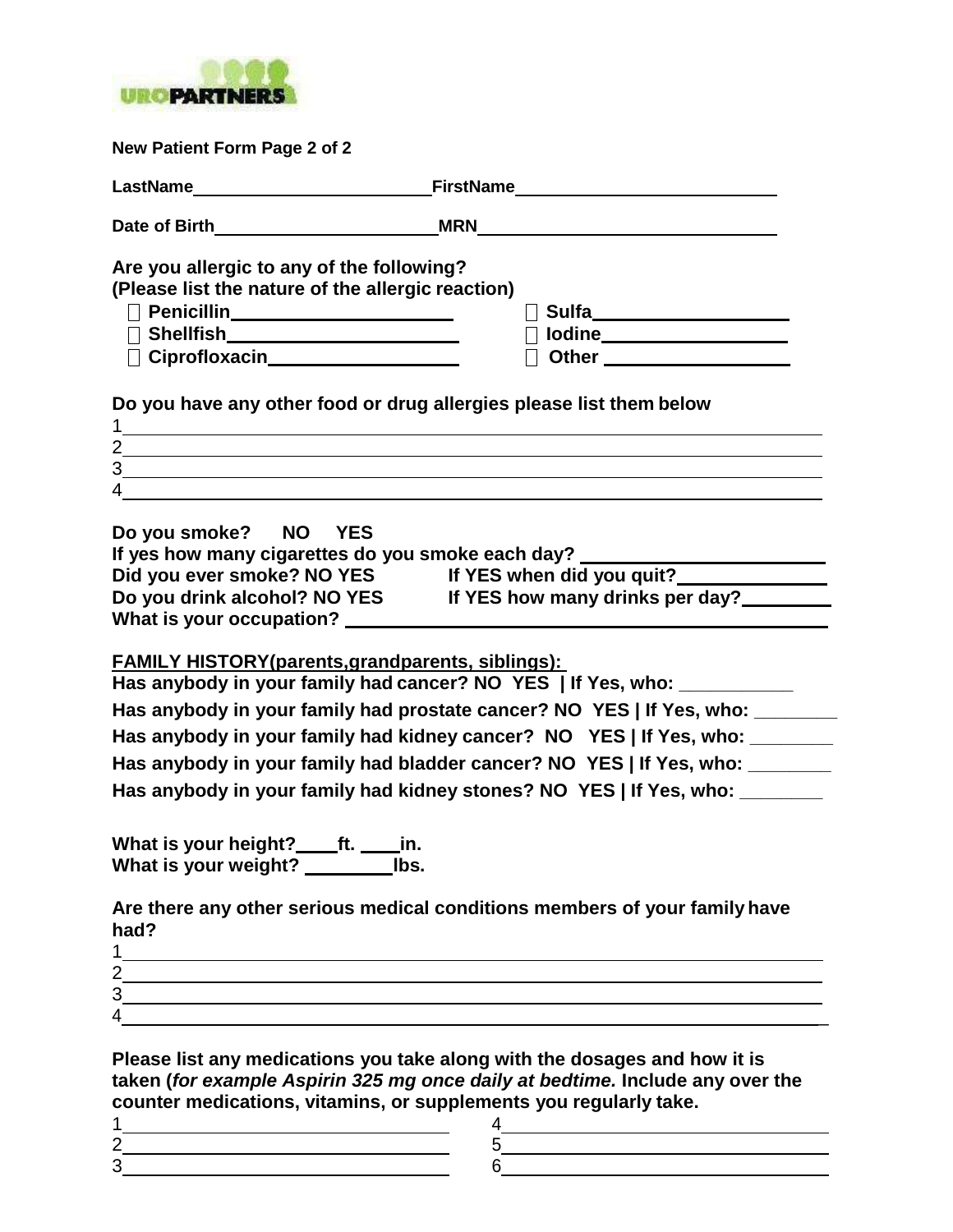UROPARTNERS

**New Patient Form Page 2 of 2**

**LastName\_\_\_\_\_\_\_\_\_\_\_\_\_\_\_\_\_\_\_\_\_\_\_\_ FirstName\_\_\_\_\_\_\_\_\_\_\_\_\_\_\_\_\_\_\_\_\_\_\_\_\_\_**

**Date of Birth\_\_\_\_\_\_\_\_\_\_\_\_\_\_\_\_\_\_\_\_\_\_\_ MRN\_\_\_\_\_\_\_\_\_\_\_\_\_\_\_\_\_\_\_\_\_\_\_\_\_\_\_\_\_\_**

**Are you allergic to any of the following?**
**(Please list the nature of the allergic reaction)**

- ☐ **Penicillin**\_\_\_\_\_\_\_\_\_\_\_\_\_\_\_\_\_\_\_\_\_
- ☐ **Sulfa**\_\_\_\_\_\_\_\_\_\_\_\_\_\_\_\_\_\_\_
- ☐ **Shellfish**\_\_\_\_\_\_\_\_\_\_\_\_\_\_\_\_\_\_\_\_\_\_
- ☐ **Iodine**\_\_\_\_\_\_\_\_\_\_\_\_\_\_\_\_\_\_
- ☐ **Ciprofloxacin**\_\_\_\_\_\_\_\_\_\_\_\_\_\_\_\_\_\_
- ☐ **Other** \_\_\_\_\_\_\_\_\_\_\_\_\_\_\_\_\_\_

**Do you have any other food or drug allergies please list them below**

1\_\_\_\_\_\_\_\_\_\_\_\_\_\_\_\_\_\_\_\_\_\_\_\_\_\_\_\_\_\_\_\_\_\_\_\_\_\_\_\_\_\_\_\_\_\_\_\_\_\_\_\_\_\_\_\_\_\_\_\_\_\_\_\_

2\_\_\_\_\_\_\_\_\_\_\_\_\_\_\_\_\_\_\_\_\_\_\_\_\_\_\_\_\_\_\_\_\_\_\_\_\_\_\_\_\_\_\_\_\_\_\_\_\_\_\_\_\_\_\_\_\_\_\_\_\_\_\_\_

3\_\_\_\_\_\_\_\_\_\_\_\_\_\_\_\_\_\_\_\_\_\_\_\_\_\_\_\_\_\_\_\_\_\_\_\_\_\_\_\_\_\_\_\_\_\_\_\_\_\_\_\_\_\_\_\_\_\_\_\_\_\_\_\_

4\_\_\_\_\_\_\_\_\_\_\_\_\_\_\_\_\_\_\_\_\_\_\_\_\_\_\_\_\_\_\_\_\_\_\_\_\_\_\_\_\_\_\_\_\_\_\_\_\_\_\_\_\_\_\_\_\_\_\_\_\_\_\_\_

**Do you smoke? NO YES**

**If yes how many cigarettes do you smoke each day?** \_\_\_\_\_\_\_\_\_\_\_\_\_\_\_\_\_\_\_\_\_\_\_

**Did you ever smoke? NO YES If YES when did you quit?**\_\_\_\_\_\_\_\_\_\_\_\_\_\_

**Do you drink alcohol? NO YES If YES how many drinks per day?**\_\_\_\_\_\_\_\_\_

**What is your occupation?** \_\_\_\_\_\_\_\_\_\_\_\_\_\_\_\_\_\_\_\_\_\_\_\_\_\_\_\_\_\_\_\_\_\_\_\_\_\_\_\_\_\_\_\_

**FAMILY HISTORY(parents,grandparents, siblings):**

**Has anybody in your family had cancer? NO YES | If Yes, who:** \_\_\_\_\_\_\_\_\_\_\_

**Has anybody in your family had prostate cancer? NO YES | If Yes, who:** \_\_\_\_\_\_\_\_

**Has anybody in your family had kidney cancer? NO YES | If Yes, who:** \_\_\_\_\_\_\_\_

**Has anybody in your family had bladder cancer? NO YES | If Yes, who:** \_\_\_\_\_\_\_\_

**Has anybody in your family had kidney stones? NO YES | If Yes, who:** \_\_\_\_\_\_\_\_

**What is your height?\_\_\_\_ft. \_\_\_\_in.**

**What is your weight? \_\_\_\_\_\_\_\_\_lbs.**

**Are there any other serious medical conditions members of your family have had?**

1\_\_\_\_\_\_\_\_\_\_\_\_\_\_\_\_\_\_\_\_\_\_\_\_\_\_\_\_\_\_\_\_\_\_\_\_\_\_\_\_\_\_\_\_\_\_\_\_\_\_\_\_\_\_\_\_\_\_\_\_\_\_\_\_

2\_\_\_\_\_\_\_\_\_\_\_\_\_\_\_\_\_\_\_\_\_\_\_\_\_\_\_\_\_\_\_\_\_\_\_\_\_\_\_\_\_\_\_\_\_\_\_\_\_\_\_\_\_\_\_\_\_\_\_\_\_\_\_\_

3\_\_\_\_\_\_\_\_\_\_\_\_\_\_\_\_\_\_\_\_\_\_\_\_\_\_\_\_\_\_\_\_\_\_\_\_\_\_\_\_\_\_\_\_\_\_\_\_\_\_\_\_\_\_\_\_\_\_\_\_\_\_\_\_

4\_\_\_\_\_\_\_\_\_\_\_\_\_\_\_\_\_\_\_\_\_\_\_\_\_\_\_\_\_\_\_\_\_\_\_\_\_\_\_\_\_\_\_\_\_\_\_\_\_\_\_\_\_\_\_\_\_\_\_\_\_\_\_\_

**Please list any medications you take along with the dosages and how it is taken (*for example Aspirin 325 mg once daily at bedtime.* Include any over the counter medications, vitamins, or supplements you regularly take.**

1\_\_\_\_\_\_\_\_\_\_\_\_\_\_\_\_\_\_\_\_\_\_\_\_\_\_\_\_\_\_\_\_ 4\_\_\_\_\_\_\_\_\_\_\_\_\_\_\_\_\_\_\_\_\_\_\_\_\_\_\_\_\_\_\_\_

2\_\_\_\_\_\_\_\_\_\_\_\_\_\_\_\_\_\_\_\_\_\_\_\_\_\_\_\_\_\_\_\_ 5\_\_\_\_\_\_\_\_\_\_\_\_\_\_\_\_\_\_\_\_\_\_\_\_\_\_\_\_\_\_\_\_

3\_\_\_\_\_\_\_\_\_\_\_\_\_\_\_\_\_\_\_\_\_\_\_\_\_\_\_\_\_\_\_\_ 6\_\_\_\_\_\_\_\_\_\_\_\_\_\_\_\_\_\_\_\_\_\_\_\_\_\_\_\_\_\_\_\_